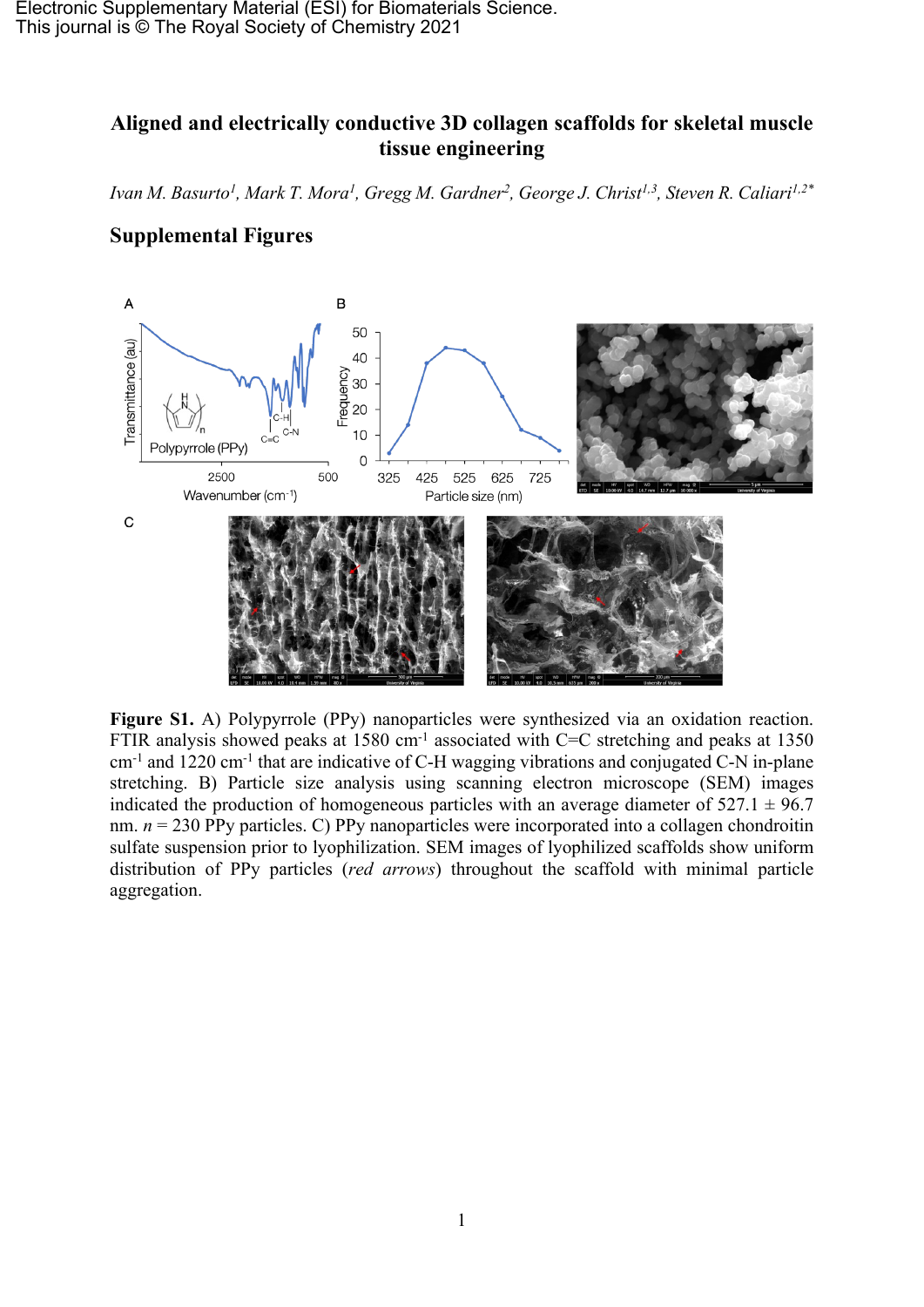# Aligned and electrically conductive 3D collagen scaffolds for skeletal muscle tissue engineering

*Ivan M. Basurto[1], Mark T. Mora[1], Gregg M. Gardner[2], George J. Christ[1,3], Steven R. Caliari[1,2*]*

## Supplemental Figures

**Figure S1.** A) Polypyrrole (PPy) nanoparticles were synthesized via an oxidation reaction. FTIR analysis showed peaks at 1580 cm$^{-1}$ associated with C=C stretching and peaks at 1350 cm$^{-1}$ and 1220 cm$^{-1}$ that are indicative of C-H wagging vibrations and conjugated C-N in-plane stretching. B) Particle size analysis using scanning electron microscope (SEM) images indicated the production of homogeneous particles with an average diameter of 527.1 ± 96.7 nm. $n$ = 230 PPy particles. C) PPy nanoparticles were incorporated into a collagen chondroitin sulfate suspension prior to lyophilization. SEM images of lyophilized scaffolds show uniform distribution of PPy particles (*red arrows*) throughout the scaffold with minimal particle aggregation.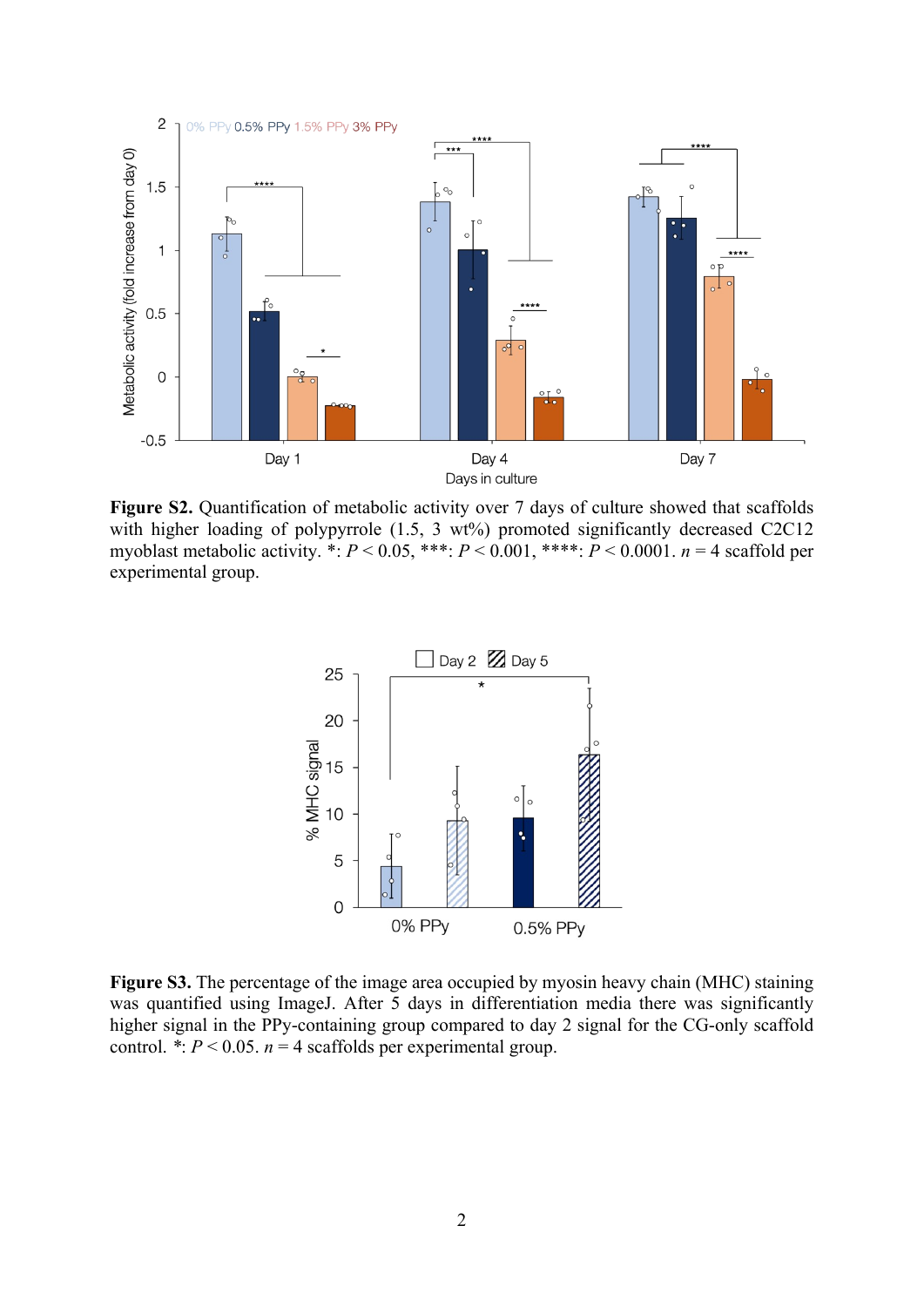**Figure S2.** Quantification of metabolic activity over 7 days of culture showed that scaffolds with higher loading of polypyrrole (1.5, 3 wt%) promoted significantly decreased C2C12 myoblast metabolic activity. *: $P < 0.05$, ***: $P < 0.001$, ****: $P < 0.0001$. $n = 4$ scaffold per experimental group.

**Figure S3.** The percentage of the image area occupied by myosin heavy chain (MHC) staining was quantified using ImageJ. After 5 days in differentiation media there was significantly higher signal in the PPy-containing group compared to day 2 signal for the CG-only scaffold control. *: $P < 0.05$. $n = 4$ scaffolds per experimental group.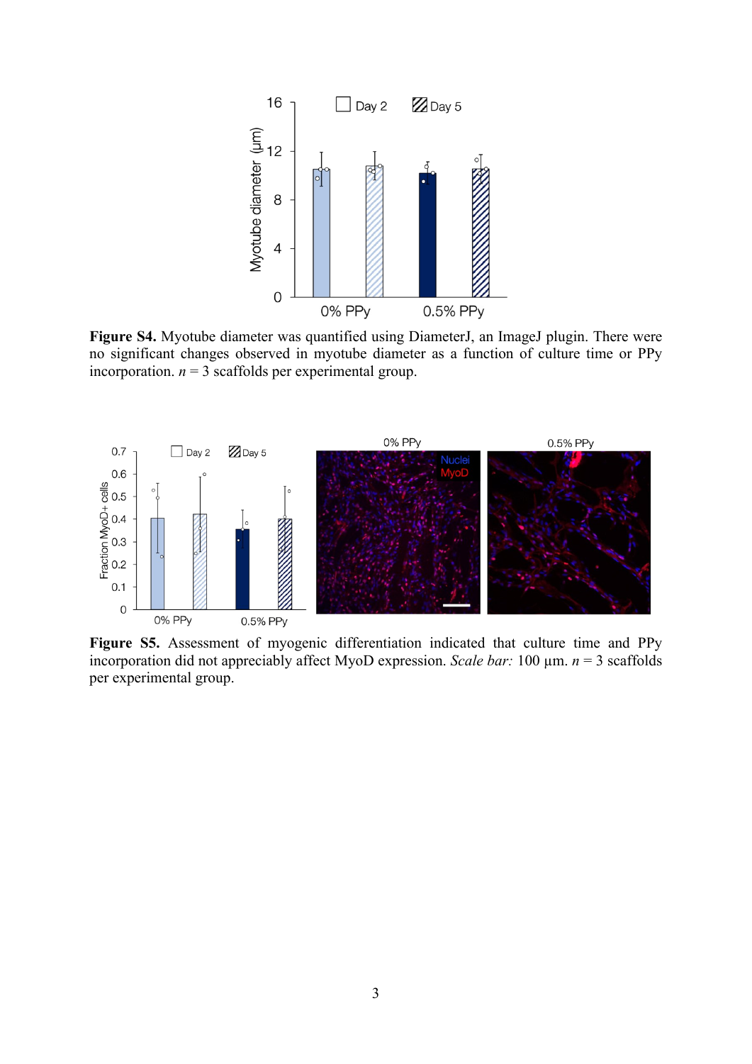**Figure S4.** Myotube diameter was quantified using DiameterJ, an ImageJ plugin. There were no significant changes observed in myotube diameter as a function of culture time or PPy incorporation. $n$ = 3 scaffolds per experimental group.

**Figure S5.** Assessment of myogenic differentiation indicated that culture time and PPy incorporation did not appreciably affect MyoD expression. *Scale bar:* 100 µm. $n$ = 3 scaffolds per experimental group.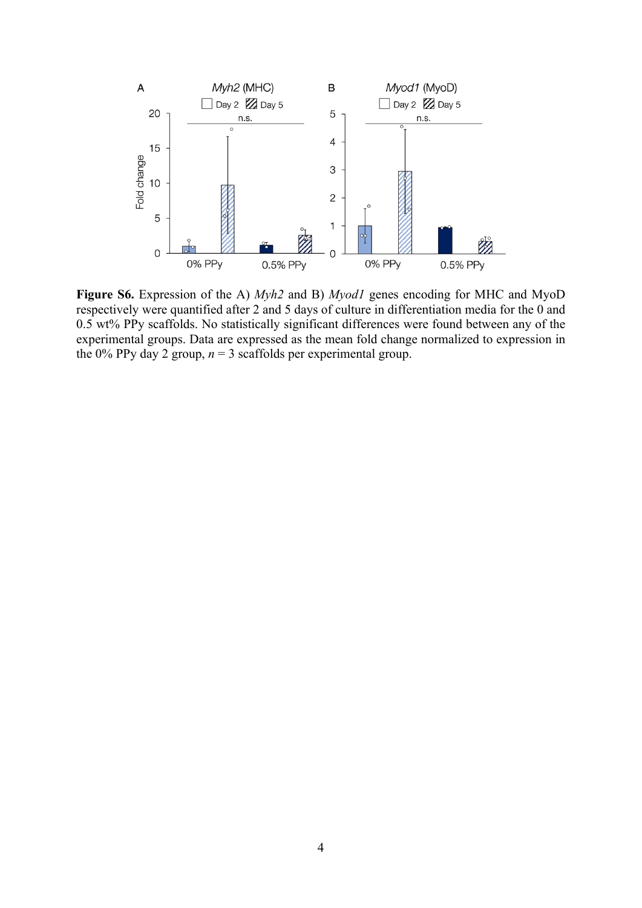A

*Myh2* (MHC)

Day 2 Day 5

n.s.

Fold change

20

15

10

5

0

0% PPy

0.5% PPy

B

*Myod1* (MyoD)

Day 2 Day 5

n.s.

5

4

3

2

1

0

0% PPy

0.5% PPy

**Figure S6.** Expression of the A) *Myh2* and B) *Myod1* genes encoding for MHC and MyoD respectively were quantified after 2 and 5 days of culture in differentiation media for the 0 and 0.5 wt% PPy scaffolds. No statistically significant differences were found between any of the experimental groups. Data are expressed as the mean fold change normalized to expression in the 0% PPy day 2 group, $n = 3$ scaffolds per experimental group.